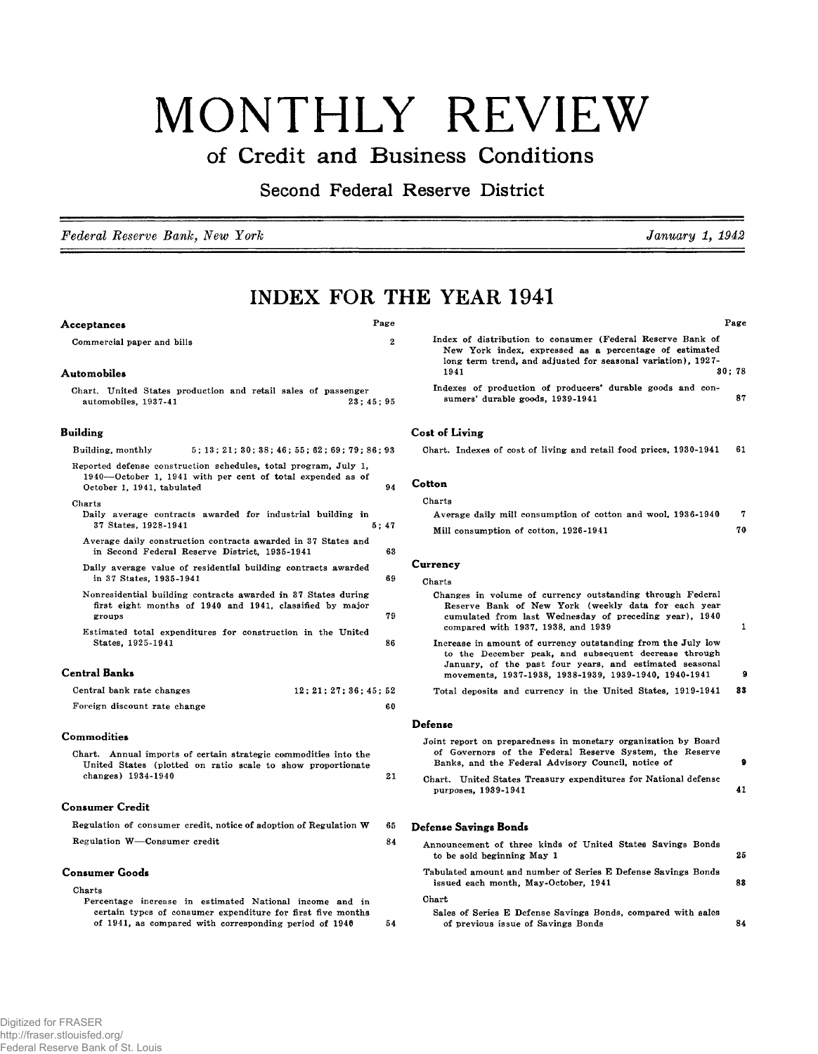# MONTHLY REVIEW

## of Credit and Business Conditions

### Second Federal Reserve District

*Federal Reserve Bank, New York* — *January 1, 1942*

## INDEX FOR THE YEAR 1941

| | Page |
|---|---|
| **Acceptances** | |
| Commercial paper and bills | 2 |
| **Automobiles** | |
| Chart. United States production and retail sales of passenger automobiles, 1937-41 | 23; 45; 95 |
| **Building** | |
| Building, monthly | 5; 13; 21; 30; 38; 46; 55; 62; 69; 79; 86; 93 |
| Reported defense construction schedules, total program, July 1, 1940—October 1, 1941 with per cent of total expended as of October 1, 1941, tabulated | 94 |
| Charts | |
| Daily average contracts awarded for industrial building in 37 States, 1928-1941 | 5; 47 |
| Average daily construction contracts awarded in 37 States and in Second Federal Reserve District, 1935-1941 | 63 |
| Daily average value of residential building contracts awarded in 37 States, 1935-1941 | 69 |
| Nonresidential building contracts awarded in 37 States during first eight months of 1940 and 1941, classified by major groups | 79 |
| Estimated total expenditures for construction in the United States, 1925-1941 | 86 |
| **Central Banks** | |
| Central bank rate changes | 12; 21; 27; 36; 45; 52 |
| Foreign discount rate change | 60 |
| **Commodities** | |
| Chart. Annual imports of certain strategic commodities into the United States (plotted on ratio scale to show proportionate changes) 1934-1940 | 21 |
| **Consumer Credit** | |
| Regulation of consumer credit, notice of adoption of Regulation W | 65 |
| Regulation W—Consumer credit | 84 |
| **Consumer Goods** | |
| Charts | |
| Percentage increase in estimated National income and in certain types of consumer expenditure for first five months of 1941, as compared with corresponding period of 1940 | 54 |
| Index of distribution to consumer (Federal Reserve Bank of New York index, expressed as a percentage of estimated long term trend, and adjusted for seasonal variation), 1927-1941 | 30; 78 |
| Indexes of production of producers' durable goods and consumers' durable goods, 1939-1941 | 87 |
| **Cost of Living** | |
| Chart. Indexes of cost of living and retail food prices, 1930-1941 | 61 |
| **Cotton** | |
| Charts | |
| Average daily mill consumption of cotton and wool, 1936-1940 | 7 |
| Mill consumption of cotton, 1926-1941 | 70 |
| **Currency** | |
| Charts | |
| Changes in volume of currency outstanding through Federal Reserve Bank of New York (weekly data for each year cumulated from last Wednesday of preceding year), 1940 compared with 1937, 1938, and 1939 | 1 |
| Increase in amount of currency outstanding from the July low to the December peak, and subsequent decrease through January, of the past four years, and estimated seasonal movements, 1937-1938, 1938-1939, 1939-1940, 1940-1941 | 9 |
| Total deposits and currency in the United States, 1919-1941 | 83 |
| **Defense** | |
| Joint report on preparedness in monetary organization by Board of Governors of the Federal Reserve System, the Reserve Banks, and the Federal Advisory Council, notice of | 9 |
| Chart. United States Treasury expenditures for National defense purposes, 1939-1941 | 41 |
| **Defense Savings Bonds** | |
| Announcement of three kinds of United States Savings Bonds to be sold beginning May 1 | 25 |
| Tabulated amount and number of Series E Defense Savings Bonds issued each month, May-October, 1941 | 83 |
| Chart | |
| Sales of Series E Defense Savings Bonds, compared with sales of previous issue of Savings Bonds | 84 |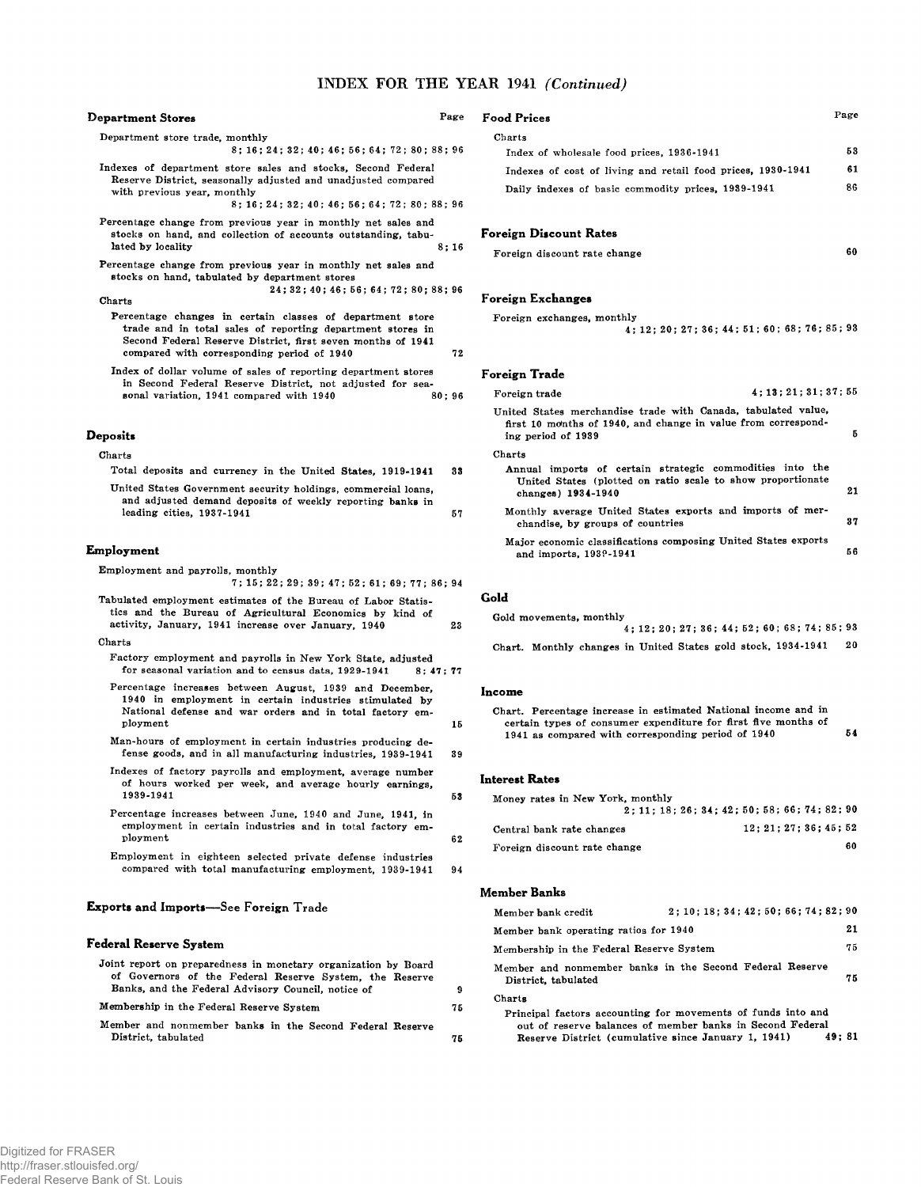# INDEX FOR THE YEAR 1941 *(Continued)*

## Department Stores

Page

Department store trade, monthly
8; 16; 24; 32; 40; 46; 56; 64; 72; 80; 88; 96

Indexes of department store sales and stocks, Second Federal Reserve District, seasonally adjusted and unadjusted compared with previous year, monthly
8; 16; 24; 32; 40; 46; 56; 64; 72; 80; 88; 96

Percentage change from previous year in monthly net sales and stocks on hand, and collection of accounts outstanding, tabulated by locality — 8; 16

Percentage change from previous year in monthly net sales and stocks on hand, tabulated by department stores
24; 32; 40; 46; 56; 64; 72; 80; 88; 96

Charts

- Percentage changes in certain classes of department store trade and in total sales of reporting department stores in Second Federal Reserve District, first seven months of 1941 compared with corresponding period of 1940 — 72
- Index of dollar volume of sales of reporting department stores in Second Federal Reserve District, not adjusted for seasonal variation, 1941 compared with 1940 — 80; 96

## Deposits

Charts

- Total deposits and currency in the United States, 1919-1941 — 33
- United States Government security holdings, commercial loans, and adjusted demand deposits of weekly reporting banks in leading cities, 1937-1941 — 57

## Employment

Employment and payrolls, monthly
7; 15; 22; 29; 39; 47; 52; 61; 69; 77; 86; 94

Tabulated employment estimates of the Bureau of Labor Statistics and the Bureau of Agricultural Economics by kind of activity, January, 1941 increase over January, 1940 — 23

Charts

- Factory employment and payrolls in New York State, adjusted for seasonal variation and to census data, 1929-1941 — 8; 47; 77
- Percentage increases between August, 1939 and December, 1940 in employment in certain industries stimulated by National defense and war orders and in total factory employment — 15
- Man-hours of employment in certain industries producing defense goods, and in all manufacturing industries, 1939-1941 — 39
- Indexes of factory payrolls and employment, average number of hours worked per week, and average hourly earnings, 1939-1941 — 53
- Percentage increases between June, 1940 and June, 1941, in employment in certain industries and in total factory employment — 62
- Employment in eighteen selected private defense industries compared with total manufacturing employment, 1939-1941 — 94

## Exports and Imports—See Foreign Trade

## Federal Reserve System

Joint report on preparedness in monetary organization by Board of Governors of the Federal Reserve System, the Reserve Banks, and the Federal Advisory Council, notice of — 9

Membership in the Federal Reserve System — 75

Member and nonmember banks in the Second Federal Reserve District, tabulated — 75

## Food Prices

Page

Charts

- Index of wholesale food prices, 1936-1941 — 53
- Indexes of cost of living and retail food prices, 1930-1941 — 61
- Daily indexes of basic commodity prices, 1939-1941 — 86

## Foreign Discount Rates

Foreign discount rate change — 60

## Foreign Exchanges

Foreign exchanges, monthly
4; 12; 20; 27; 36; 44; 51; 60; 68; 76; 85; 93

## Foreign Trade

Foreign trade — 4; 13; 21; 31; 37; 55

United States merchandise trade with Canada, tabulated value, first 10 months of 1940, and change in value from corresponding period of 1939 — 5

Charts

- Annual imports of certain strategic commodities into the United States (plotted on ratio scale to show proportionate changes) 1934-1940 — 21
- Monthly average United States exports and imports of merchandise, by groups of countries — 37
- Major economic classifications composing United States exports and imports, 1939-1941 — 56

## Gold

Gold movements, monthly
4; 12; 20; 27; 36; 44; 52; 60; 68; 74; 85; 93

Chart. Monthly changes in United States gold stock, 1934-1941 — 20

## Income

Chart. Percentage increase in estimated National income and in certain types of consumer expenditure for first five months of 1941 as compared with corresponding period of 1940 — 54

## Interest Rates

Money rates in New York, monthly
2; 11; 18; 26; 34; 42; 50; 58; 66; 74; 82; 90

Central bank rate changes — 12; 21; 27; 36; 45; 52

Foreign discount rate change — 60

## Member Banks

Member bank credit — 2; 10; 18; 34; 42; 50; 66; 74; 82; 90

Member bank operating ratios for 1940 — 21

Membership in the Federal Reserve System — 75

Member and nonmember banks in the Second Federal Reserve District, tabulated — 75

Charts

- Principal factors accounting for movements of funds into and out of reserve balances of member banks in Second Federal Reserve District (cumulative since January 1, 1941) — 49; 81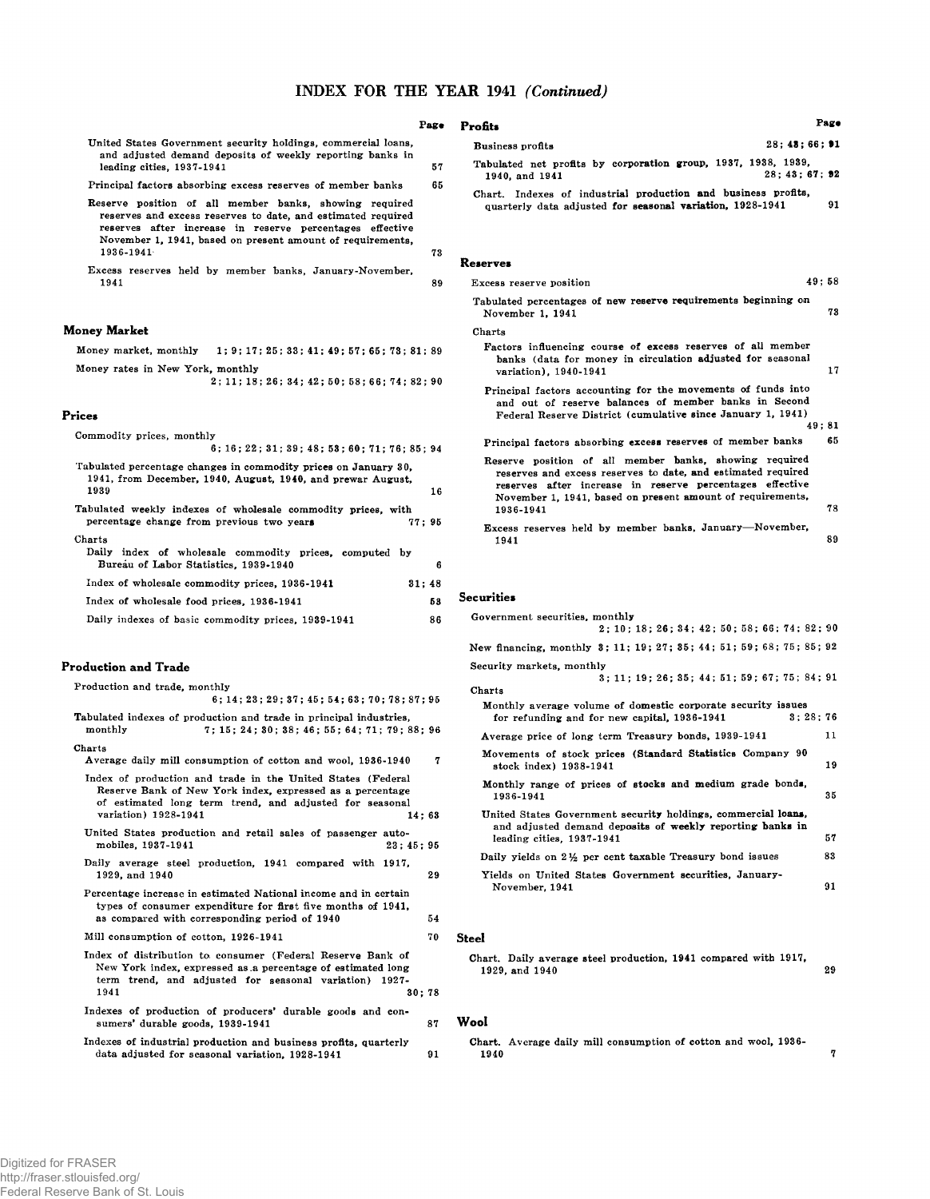# INDEX FOR THE YEAR 1941 *(Continued)*

Page

United States Government security holdings, commercial loans, and adjusted demand deposits of weekly reporting banks in leading cities, 1937-1941 — 57

Principal factors absorbing excess reserves of member banks — 65

Reserve position of all member banks, showing required reserves and excess reserves to date, and estimated required reserves after increase in reserve percentages effective November 1, 1941, based on present amount of requirements, 1936-1941 — 73

Excess reserves held by member banks, January-November, 1941 — 89

## Money Market

Money market, monthly — 1; 9; 17; 25; 33; 41; 49; 57; 65; 73; 81; 89

Money rates in New York, monthly — 2; 11; 18; 26; 34; 42; 50; 58; 66; 74; 82; 90

## Prices

Commodity prices, monthly — 6; 16; 22; 31; 39; 48; 53; 60; 71; 76; 85; 94

Tabulated percentage changes in commodity prices on January 30, 1941, from December, 1940, August, 1940, and prewar August, 1939 — 16

Tabulated weekly indexes of wholesale commodity prices, with percentage change from previous two years — 77; 95

Charts

- Daily index of wholesale commodity prices, computed by Bureau of Labor Statistics, 1939-1940 — 6
- Index of wholesale commodity prices, 1936-1941 — 31; 48
- Index of wholesale food prices, 1936-1941 — 53
- Daily indexes of basic commodity prices, 1939-1941 — 86

## Production and Trade

Production and trade, monthly — 6; 14; 23; 29; 37; 45; 54; 63; 70; 78; 87; 95

Tabulated indexes of production and trade in principal industries, monthly — 7; 15; 24; 30; 38; 46; 55; 64; 71; 79; 88; 96

Charts

- Average daily mill consumption of cotton and wool, 1936-1940 — 7
- Index of production and trade in the United States (Federal Reserve Bank of New York index, expressed as a percentage of estimated long term trend, and adjusted for seasonal variation) 1928-1941 — 14; 63
- United States production and retail sales of passenger automobiles, 1937-1941 — 23; 45; 95
- Daily average steel production, 1941 compared with 1917, 1929, and 1940 — 29
- Percentage increase in estimated National income and in certain types of consumer expenditure for first five months of 1941, as compared with corresponding period of 1940 — 54
- Mill consumption of cotton, 1926-1941 — 70
- Index of distribution to consumer (Federal Reserve Bank of New York index, expressed as a percentage of estimated long term trend, and adjusted for seasonal variation) 1927-1941 — 30; 78
- Indexes of production of producers' durable goods and consumers' durable goods, 1939-1941 — 87
- Indexes of industrial production and business profits, quarterly data adjusted for seasonal variation, 1928-1941 — 91

## Profits

Business profits — 28; 43; 66; 91

Tabulated net profits by corporation group, 1937, 1938, 1939, 1940, and 1941 — 28; 43; 67; 92

Chart. Indexes of industrial production and business profits, quarterly data adjusted for seasonal variation, 1928-1941 — 91

## Reserves

Excess reserve position — 49; 58

Tabulated percentages of new reserve requirements beginning on November 1, 1941 — 73

Charts

- Factors influencing course of excess reserves of all member banks (data for money in circulation adjusted for seasonal variation), 1940-1941 — 17
- Principal factors accounting for the movements of funds into and out of reserve balances of member banks in Second Federal Reserve District (cumulative since January 1, 1941) — 49; 81
- Principal factors absorbing excess reserves of member banks — 65
- Reserve position of all member banks, showing required reserves and excess reserves to date, and estimated required reserves after increase in reserve percentages effective November 1, 1941, based on present amount of requirements, 1936-1941 — 73
- Excess reserves held by member banks, January—November, 1941 — 89

## Securities

Government securities, monthly — 2; 10; 18; 26; 34; 42; 50; 58; 66; 74; 82; 90

New financing, monthly — 3; 11; 19; 27; 35; 44; 51; 59; 68; 75; 85; 92

Security markets, monthly — 3; 11; 19; 26; 35; 44; 51; 59; 67; 75; 84; 91

Charts

- Monthly average volume of domestic corporate security issues for refunding and for new capital, 1936-1941 — 3; 28; 76
- Average price of long term Treasury bonds, 1939-1941 — 11
- Movements of stock prices (Standard Statistics Company 90 stock index) 1938-1941 — 19
- Monthly range of prices of stocks and medium grade bonds, 1936-1941 — 35
- United States Government security holdings, commercial loans, and adjusted demand deposits of weekly reporting banks in leading cities, 1937-1941 — 57
- Daily yields on $2\frac{1}{2}$ per cent taxable Treasury bond issues — 83
- Yields on United States Government securities, January-November, 1941 — 91

## Steel

Chart. Daily average steel production, 1941 compared with 1917, 1929, and 1940 — 29

## Wool

Chart. Average daily mill consumption of cotton and wool, 1936-1940 — 7